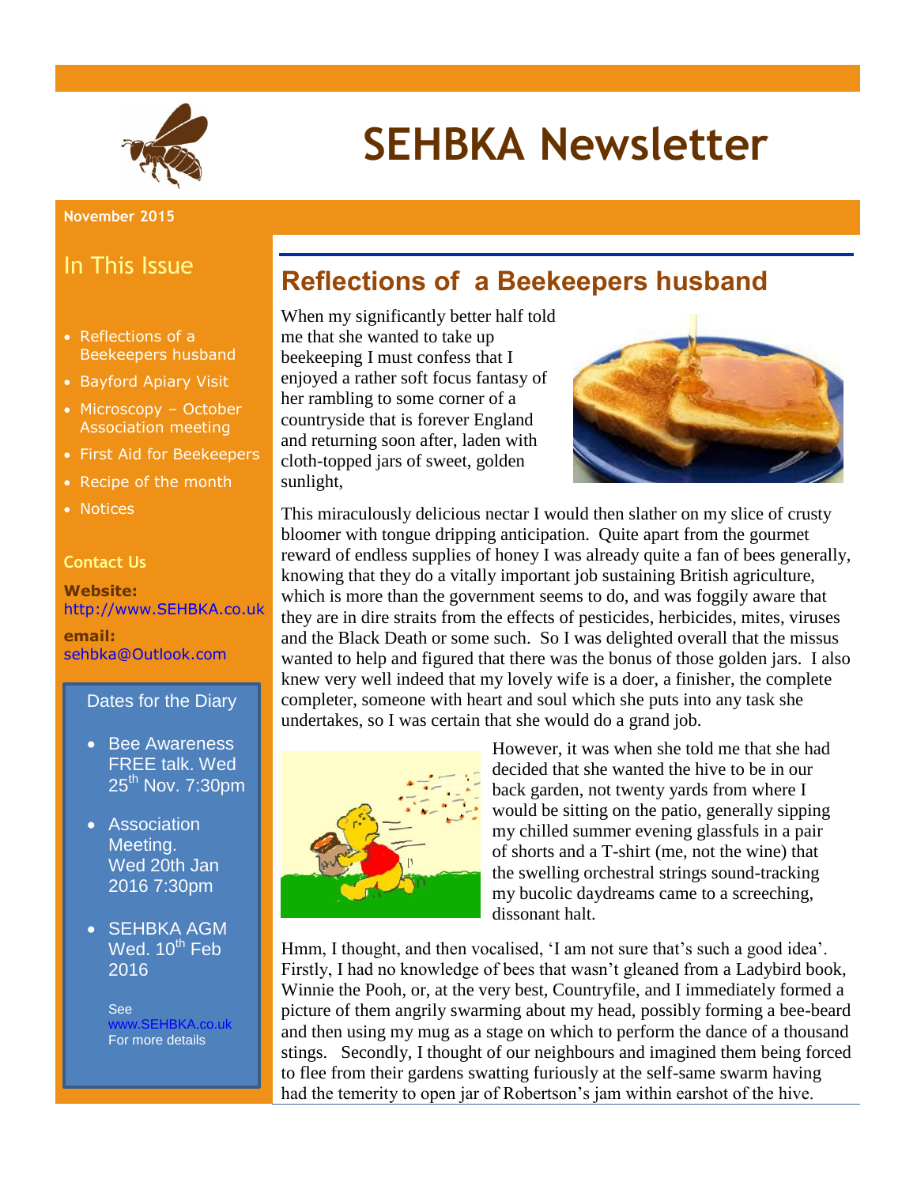# SEHBKA Newsletter

**November 2015**

## In This Issue

- Reflections of a Beekeepers husband
- Bayford Apiary Visit
- Microscopy – October Association meeting
- First Aid for Beekeepers
- Recipe of the month
- Notices

### Contact Us

**Website:** http://www.SEHBKA.co.uk

**email:** sehbka@Outlook.com

### Dates for the Diary

- Bee Awareness FREE talk. Wed 25th Nov. 7:30pm
- Association Meeting. Wed 20th Jan 2016 7:30pm
- SEHBKA AGM Wed. 10th Feb 2016

See www.SEHBKA.co.uk For more details

## Reflections of a Beekeepers husband

When my significantly better half told me that she wanted to take up beekeeping I must confess that I enjoyed a rather soft focus fantasy of her rambling to some corner of a countryside that is forever England and returning soon after, laden with cloth-topped jars of sweet, golden sunlight,

This miraculously delicious nectar I would then slather on my slice of crusty bloomer with tongue dripping anticipation. Quite apart from the gourmet reward of endless supplies of honey I was already quite a fan of bees generally, knowing that they do a vitally important job sustaining British agriculture, which is more than the government seems to do, and was foggily aware that they are in dire straits from the effects of pesticides, herbicides, mites, viruses and the Black Death or some such. So I was delighted overall that the missus wanted to help and figured that there was the bonus of those golden jars. I also knew very well indeed that my lovely wife is a doer, a finisher, the complete completer, someone with heart and soul which she puts into any task she undertakes, so I was certain that she would do a grand job.

However, it was when she told me that she had decided that she wanted the hive to be in our back garden, not twenty yards from where I would be sitting on the patio, generally sipping my chilled summer evening glassfuls in a pair of shorts and a T-shirt (me, not the wine) that the swelling orchestral strings sound-tracking my bucolic daydreams came to a screeching, dissonant halt.

Hmm, I thought, and then vocalised, 'I am not sure that's such a good idea'. Firstly, I had no knowledge of bees that wasn't gleaned from a Ladybird book, Winnie the Pooh, or, at the very best, Countryfile, and I immediately formed a picture of them angrily swarming about my head, possibly forming a bee-beard and then using my mug as a stage on which to perform the dance of a thousand stings. Secondly, I thought of our neighbours and imagined them being forced to flee from their gardens swatting furiously at the self-same swarm having had the temerity to open jar of Robertson's jam within earshot of the hive.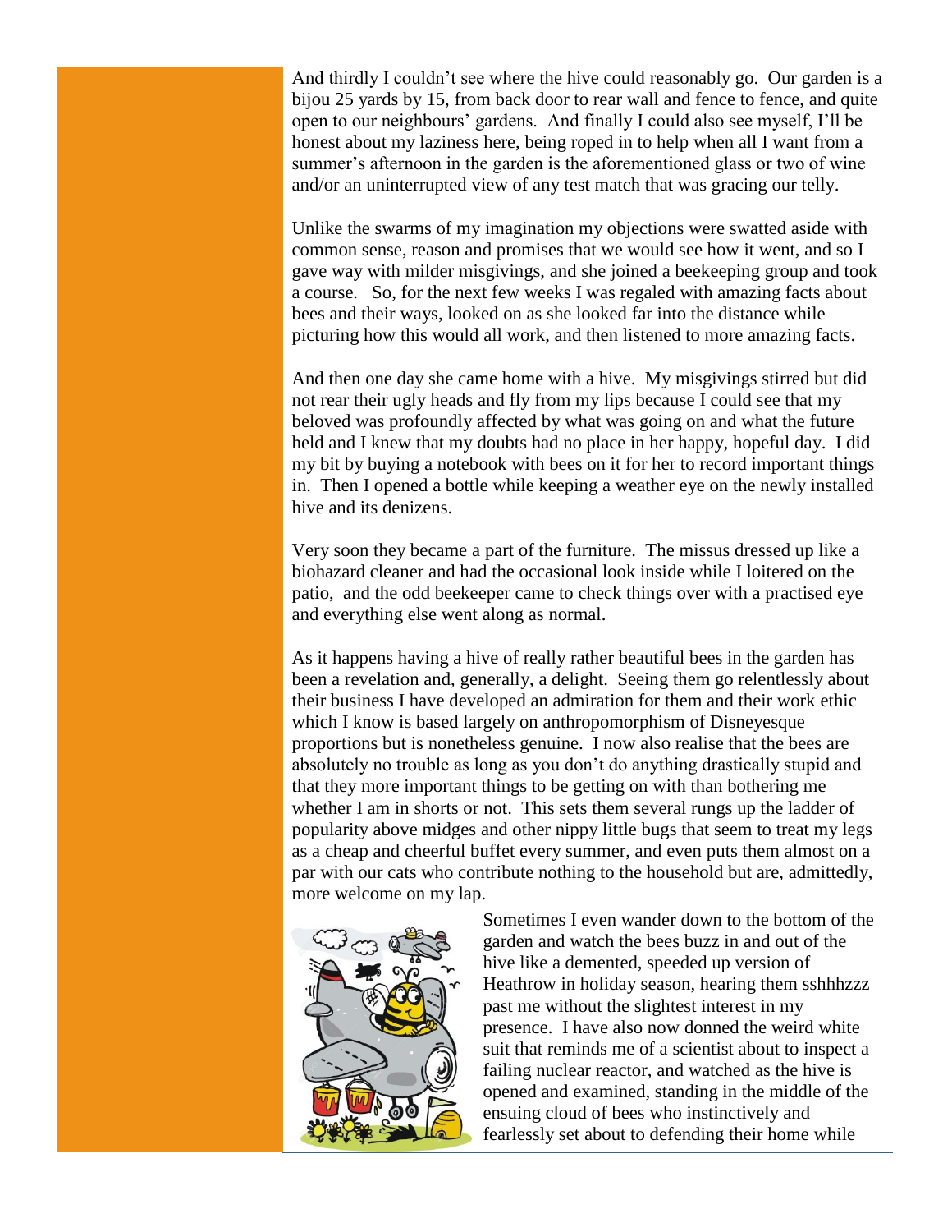And thirdly I couldn't see where the hive could reasonably go. Our garden is a bijou 25 yards by 15, from back door to rear wall and fence to fence, and quite open to our neighbours' gardens. And finally I could also see myself, I'll be honest about my laziness here, being roped in to help when all I want from a summer's afternoon in the garden is the aforementioned glass or two of wine and/or an uninterrupted view of any test match that was gracing our telly.

Unlike the swarms of my imagination my objections were swatted aside with common sense, reason and promises that we would see how it went, and so I gave way with milder misgivings, and she joined a beekeeping group and took a course. So, for the next few weeks I was regaled with amazing facts about bees and their ways, looked on as she looked far into the distance while picturing how this would all work, and then listened to more amazing facts.

And then one day she came home with a hive. My misgivings stirred but did not rear their ugly heads and fly from my lips because I could see that my beloved was profoundly affected by what was going on and what the future held and I knew that my doubts had no place in her happy, hopeful day. I did my bit by buying a notebook with bees on it for her to record important things in. Then I opened a bottle while keeping a weather eye on the newly installed hive and its denizens.

Very soon they became a part of the furniture. The missus dressed up like a biohazard cleaner and had the occasional look inside while I loitered on the patio, and the odd beekeeper came to check things over with a practised eye and everything else went along as normal.

As it happens having a hive of really rather beautiful bees in the garden has been a revelation and, generally, a delight. Seeing them go relentlessly about their business I have developed an admiration for them and their work ethic which I know is based largely on anthropomorphism of Disneyesque proportions but is nonetheless genuine. I now also realise that the bees are absolutely no trouble as long as you don't do anything drastically stupid and that they more important things to be getting on with than bothering me whether I am in shorts or not. This sets them several rungs up the ladder of popularity above midges and other nippy little bugs that seem to treat my legs as a cheap and cheerful buffet every summer, and even puts them almost on a par with our cats who contribute nothing to the household but are, admittedly, more welcome on my lap.

Sometimes I even wander down to the bottom of the garden and watch the bees buzz in and out of the hive like a demented, speeded up version of Heathrow in holiday season, hearing them sshhhzzz past me without the slightest interest in my presence. I have also now donned the weird white suit that reminds me of a scientist about to inspect a failing nuclear reactor, and watched as the hive is opened and examined, standing in the middle of the ensuing cloud of bees who instinctively and fearlessly set about to defending their home while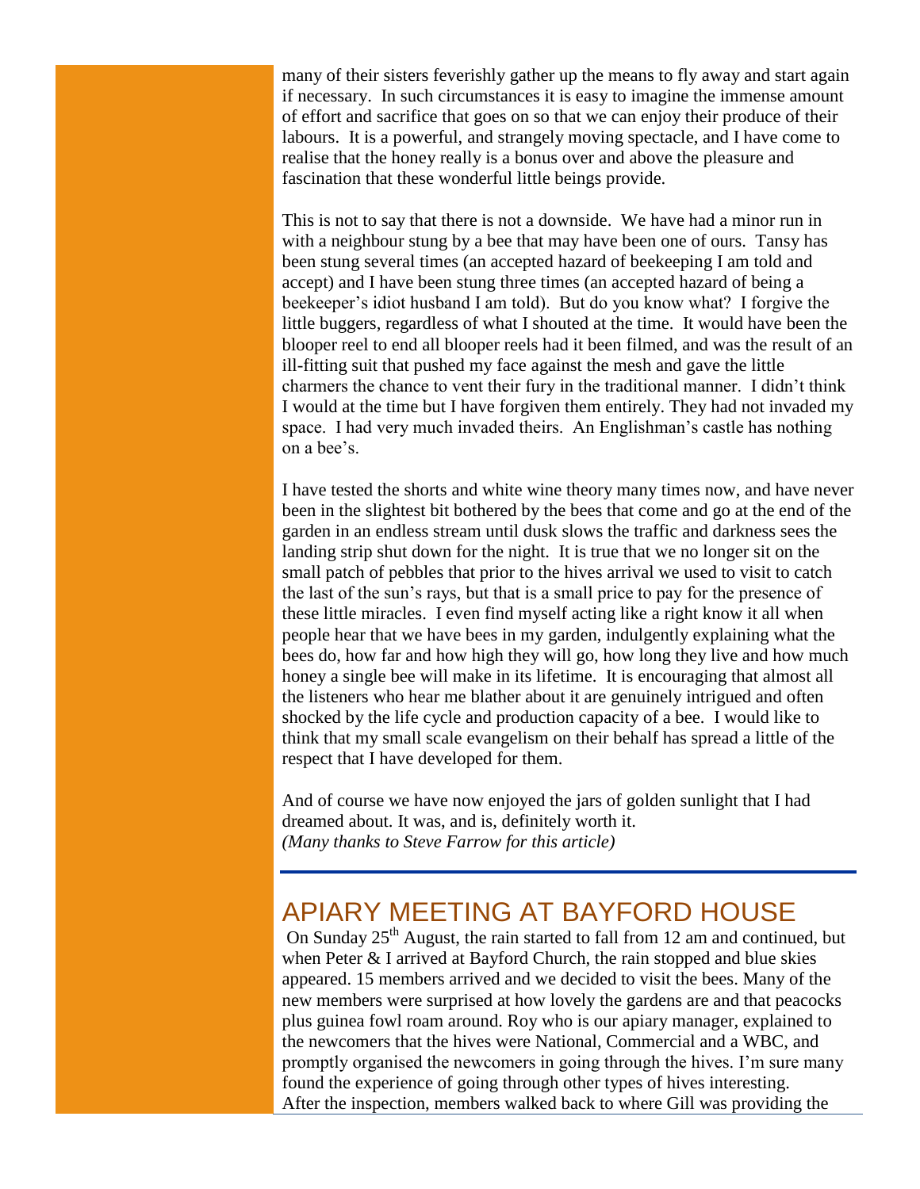many of their sisters feverishly gather up the means to fly away and start again if necessary. In such circumstances it is easy to imagine the immense amount of effort and sacrifice that goes on so that we can enjoy their produce of their labours. It is a powerful, and strangely moving spectacle, and I have come to realise that the honey really is a bonus over and above the pleasure and fascination that these wonderful little beings provide.

This is not to say that there is not a downside. We have had a minor run in with a neighbour stung by a bee that may have been one of ours. Tansy has been stung several times (an accepted hazard of beekeeping I am told and accept) and I have been stung three times (an accepted hazard of being a beekeeper's idiot husband I am told). But do you know what? I forgive the little buggers, regardless of what I shouted at the time. It would have been the blooper reel to end all blooper reels had it been filmed, and was the result of an ill-fitting suit that pushed my face against the mesh and gave the little charmers the chance to vent their fury in the traditional manner. I didn't think I would at the time but I have forgiven them entirely. They had not invaded my space. I had very much invaded theirs. An Englishman's castle has nothing on a bee's.

I have tested the shorts and white wine theory many times now, and have never been in the slightest bit bothered by the bees that come and go at the end of the garden in an endless stream until dusk slows the traffic and darkness sees the landing strip shut down for the night. It is true that we no longer sit on the small patch of pebbles that prior to the hives arrival we used to visit to catch the last of the sun's rays, but that is a small price to pay for the presence of these little miracles. I even find myself acting like a right know it all when people hear that we have bees in my garden, indulgently explaining what the bees do, how far and how high they will go, how long they live and how much honey a single bee will make in its lifetime. It is encouraging that almost all the listeners who hear me blather about it are genuinely intrigued and often shocked by the life cycle and production capacity of a bee. I would like to think that my small scale evangelism on their behalf has spread a little of the respect that I have developed for them.

And of course we have now enjoyed the jars of golden sunlight that I had dreamed about. It was, and is, definitely worth it.
*(Many thanks to Steve Farrow for this article)*

---

## APIARY MEETING AT BAYFORD HOUSE

On Sunday 25th August, the rain started to fall from 12 am and continued, but when Peter & I arrived at Bayford Church, the rain stopped and blue skies appeared. 15 members arrived and we decided to visit the bees. Many of the new members were surprised at how lovely the gardens are and that peacocks plus guinea fowl roam around. Roy who is our apiary manager, explained to the newcomers that the hives were National, Commercial and a WBC, and promptly organised the newcomers in going through the hives. I'm sure many found the experience of going through other types of hives interesting.
After the inspection, members walked back to where Gill was providing the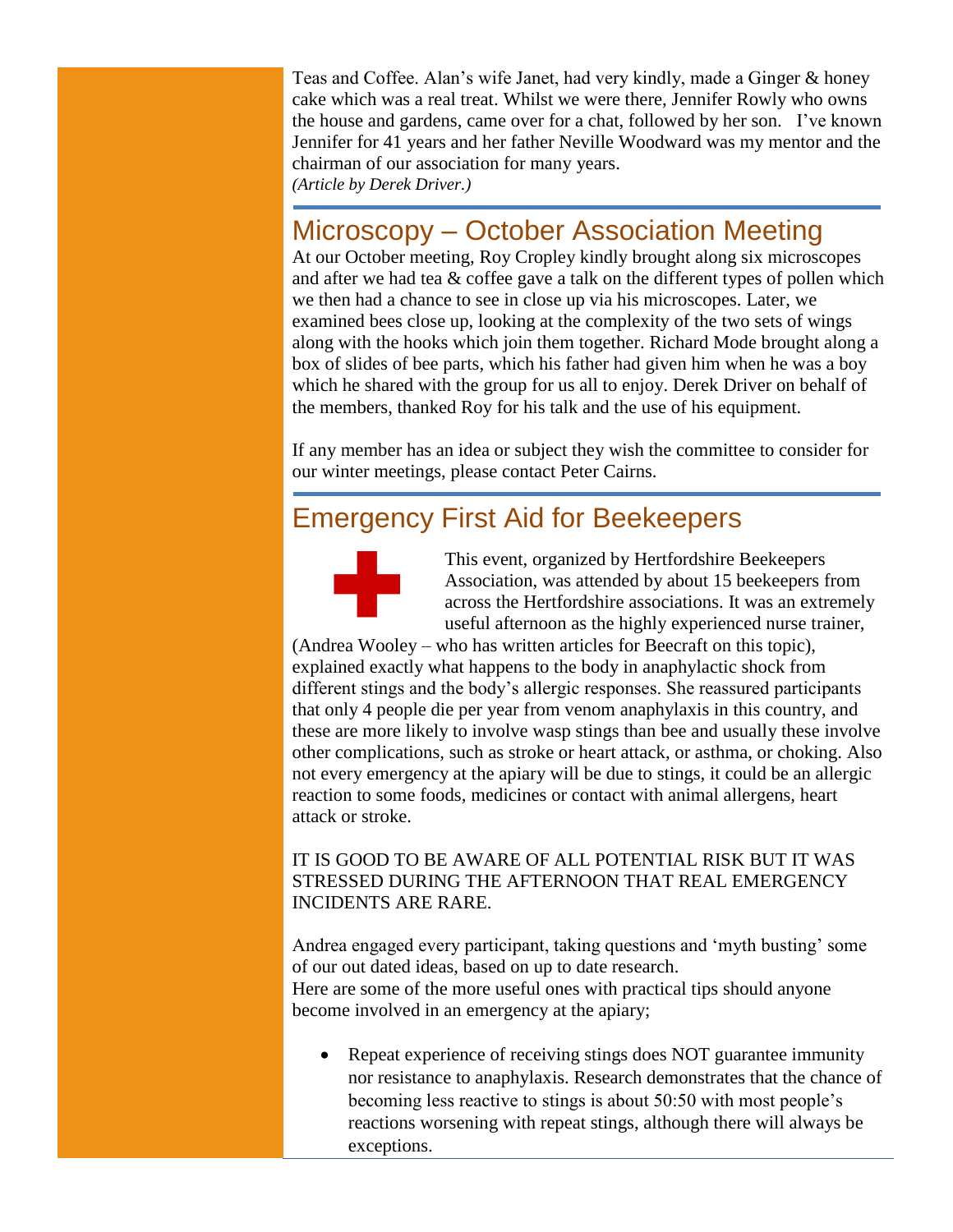Teas and Coffee. Alan's wife Janet, had very kindly, made a Ginger & honey cake which was a real treat. Whilst we were there, Jennifer Rowly who owns the house and gardens, came over for a chat, followed by her son. I've known Jennifer for 41 years and her father Neville Woodward was my mentor and the chairman of our association for many years.
*(Article by Derek Driver.)*

## Microscopy – October Association Meeting

At our October meeting, Roy Cropley kindly brought along six microscopes and after we had tea & coffee gave a talk on the different types of pollen which we then had a chance to see in close up via his microscopes. Later, we examined bees close up, looking at the complexity of the two sets of wings along with the hooks which join them together. Richard Mode brought along a box of slides of bee parts, which his father had given him when he was a boy which he shared with the group for us all to enjoy. Derek Driver on behalf of the members, thanked Roy for his talk and the use of his equipment.

If any member has an idea or subject they wish the committee to consider for our winter meetings, please contact Peter Cairns.

## Emergency First Aid for Beekeepers

This event, organized by Hertfordshire Beekeepers Association, was attended by about 15 beekeepers from across the Hertfordshire associations. It was an extremely useful afternoon as the highly experienced nurse trainer, (Andrea Wooley – who has written articles for Beecraft on this topic), explained exactly what happens to the body in anaphylactic shock from different stings and the body's allergic responses. She reassured participants that only 4 people die per year from venom anaphylaxis in this country, and these are more likely to involve wasp stings than bee and usually these involve other complications, such as stroke or heart attack, or asthma, or choking. Also not every emergency at the apiary will be due to stings, it could be an allergic reaction to some foods, medicines or contact with animal allergens, heart attack or stroke.

IT IS GOOD TO BE AWARE OF ALL POTENTIAL RISK BUT IT WAS STRESSED DURING THE AFTERNOON THAT REAL EMERGENCY INCIDENTS ARE RARE.

Andrea engaged every participant, taking questions and 'myth busting' some of our out dated ideas, based on up to date research.
Here are some of the more useful ones with practical tips should anyone become involved in an emergency at the apiary;

- Repeat experience of receiving stings does NOT guarantee immunity nor resistance to anaphylaxis. Research demonstrates that the chance of becoming less reactive to stings is about 50:50 with most people's reactions worsening with repeat stings, although there will always be exceptions.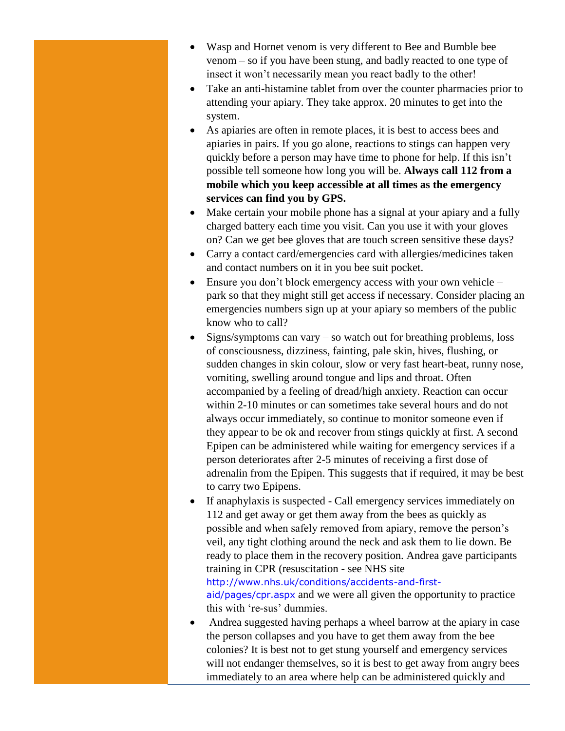- Wasp and Hornet venom is very different to Bee and Bumble bee venom – so if you have been stung, and badly reacted to one type of insect it won't necessarily mean you react badly to the other!
- Take an anti-histamine tablet from over the counter pharmacies prior to attending your apiary. They take approx. 20 minutes to get into the system.
- As apiaries are often in remote places, it is best to access bees and apiaries in pairs. If you go alone, reactions to stings can happen very quickly before a person may have time to phone for help. If this isn't possible tell someone how long you will be. **Always call 112 from a mobile which you keep accessible at all times as the emergency services can find you by GPS.**
- Make certain your mobile phone has a signal at your apiary and a fully charged battery each time you visit. Can you use it with your gloves on? Can we get bee gloves that are touch screen sensitive these days?
- Carry a contact card/emergencies card with allergies/medicines taken and contact numbers on it in you bee suit pocket.
- Ensure you don't block emergency access with your own vehicle – park so that they might still get access if necessary. Consider placing an emergencies numbers sign up at your apiary so members of the public know who to call?
- Signs/symptoms can vary – so watch out for breathing problems, loss of consciousness, dizziness, fainting, pale skin, hives, flushing, or sudden changes in skin colour, slow or very fast heart-beat, runny nose, vomiting, swelling around tongue and lips and throat. Often accompanied by a feeling of dread/high anxiety. Reaction can occur within 2-10 minutes or can sometimes take several hours and do not always occur immediately, so continue to monitor someone even if they appear to be ok and recover from stings quickly at first. A second Epipen can be administered while waiting for emergency services if a person deteriorates after 2-5 minutes of receiving a first dose of adrenalin from the Epipen. This suggests that if required, it may be best to carry two Epipens.
- If anaphylaxis is suspected - Call emergency services immediately on 112 and get away or get them away from the bees as quickly as possible and when safely removed from apiary, remove the person's veil, any tight clothing around the neck and ask them to lie down. Be ready to place them in the recovery position. Andrea gave participants training in CPR (resuscitation - see NHS site http://www.nhs.uk/conditions/accidents-and-first-aid/pages/cpr.aspx and we were all given the opportunity to practice this with 're-sus' dummies.
- Andrea suggested having perhaps a wheel barrow at the apiary in case the person collapses and you have to get them away from the bee colonies? It is best not to get stung yourself and emergency services will not endanger themselves, so it is best to get away from angry bees immediately to an area where help can be administered quickly and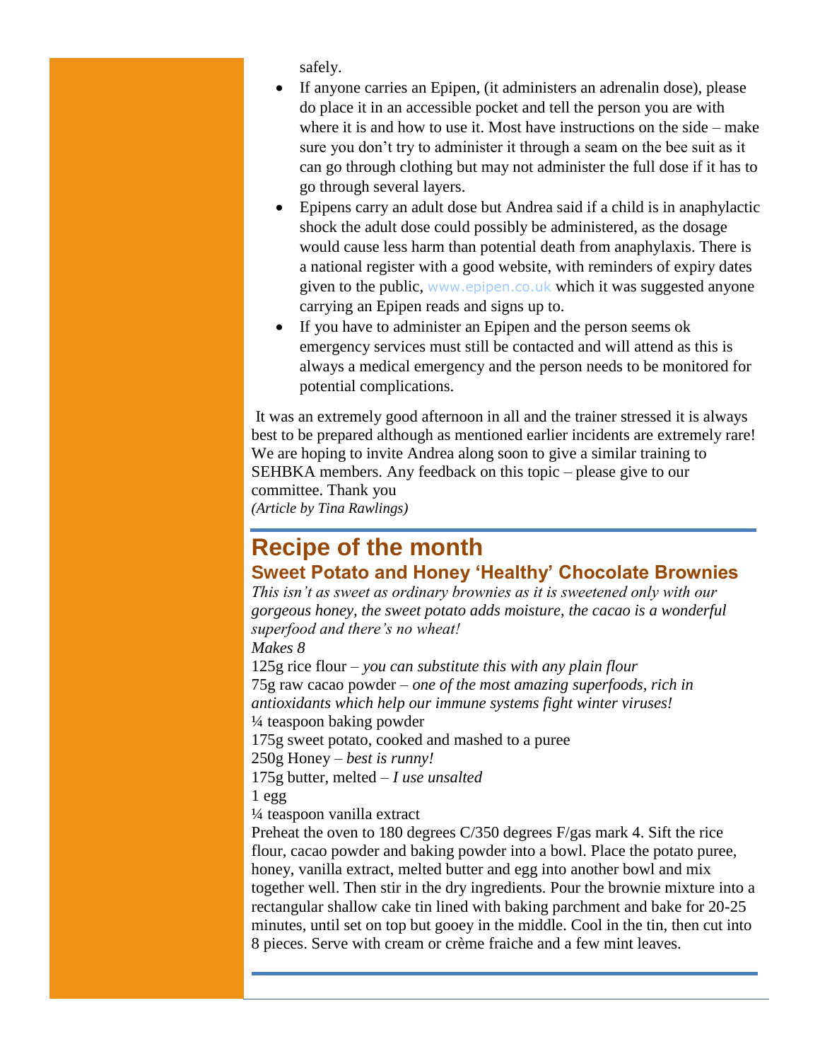safely.

- If anyone carries an Epipen, (it administers an adrenalin dose), please do place it in an accessible pocket and tell the person you are with where it is and how to use it. Most have instructions on the side – make sure you don't try to administer it through a seam on the bee suit as it can go through clothing but may not administer the full dose if it has to go through several layers.
- Epipens carry an adult dose but Andrea said if a child is in anaphylactic shock the adult dose could possibly be administered, as the dosage would cause less harm than potential death from anaphylaxis. There is a national register with a good website, with reminders of expiry dates given to the public, www.epipen.co.uk which it was suggested anyone carrying an Epipen reads and signs up to.
- If you have to administer an Epipen and the person seems ok emergency services must still be contacted and will attend as this is always a medical emergency and the person needs to be monitored for potential complications.

It was an extremely good afternoon in all and the trainer stressed it is always best to be prepared although as mentioned earlier incidents are extremely rare! We are hoping to invite Andrea along soon to give a similar training to SEHBKA members. Any feedback on this topic – please give to our committee. Thank you

*(Article by Tina Rawlings)*

# Recipe of the month

## Sweet Potato and Honey 'Healthy' Chocolate Brownies

*This isn't as sweet as ordinary brownies as it is sweetened only with our gorgeous honey, the sweet potato adds moisture, the cacao is a wonderful superfood and there's no wheat!*

*Makes 8*

125g rice flour – *you can substitute this with any plain flour*
75g raw cacao powder – *one of the most amazing superfoods, rich in antioxidants which help our immune systems fight winter viruses!*
¼ teaspoon baking powder
175g sweet potato, cooked and mashed to a puree
250g Honey – *best is runny!*
175g butter, melted – *I use unsalted*
1 egg
¼ teaspoon vanilla extract

Preheat the oven to 180 degrees C/350 degrees F/gas mark 4. Sift the rice flour, cacao powder and baking powder into a bowl. Place the potato puree, honey, vanilla extract, melted butter and egg into another bowl and mix together well. Then stir in the dry ingredients. Pour the brownie mixture into a rectangular shallow cake tin lined with baking parchment and bake for 20-25 minutes, until set on top but gooey in the middle. Cool in the tin, then cut into 8 pieces. Serve with cream or crème fraiche and a few mint leaves.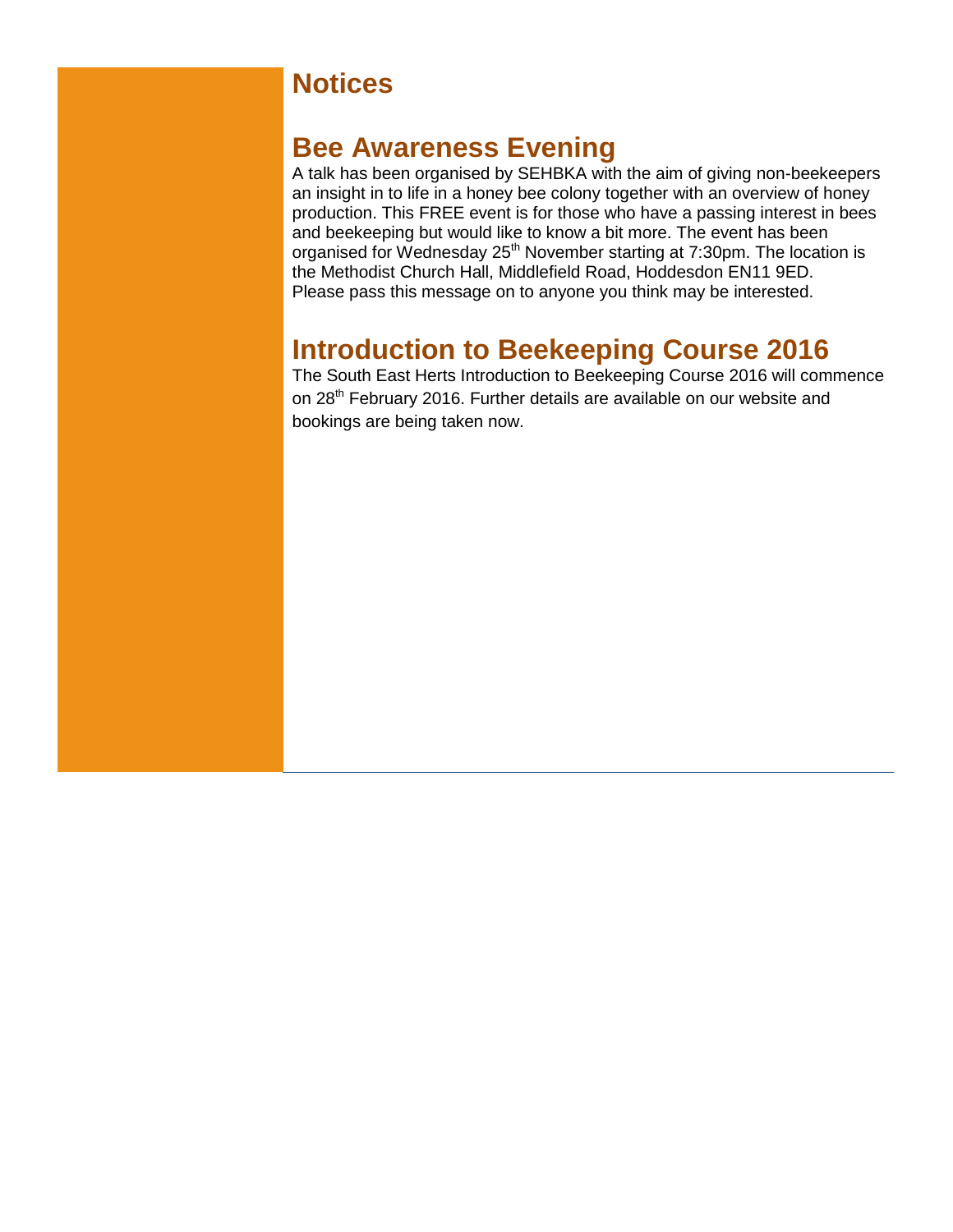# Notices

## Bee Awareness Evening

A talk has been organised by SEHBKA with the aim of giving non-beekeepers an insight in to life in a honey bee colony together with an overview of honey production. This FREE event is for those who have a passing interest in bees and beekeeping but would like to know a bit more. The event has been organised for Wednesday 25th November starting at 7:30pm. The location is the Methodist Church Hall, Middlefield Road, Hoddesdon EN11 9ED.
Please pass this message on to anyone you think may be interested.

## Introduction to Beekeeping Course 2016

The South East Herts Introduction to Beekeeping Course 2016 will commence on 28th February 2016. Further details are available on our website and bookings are being taken now.